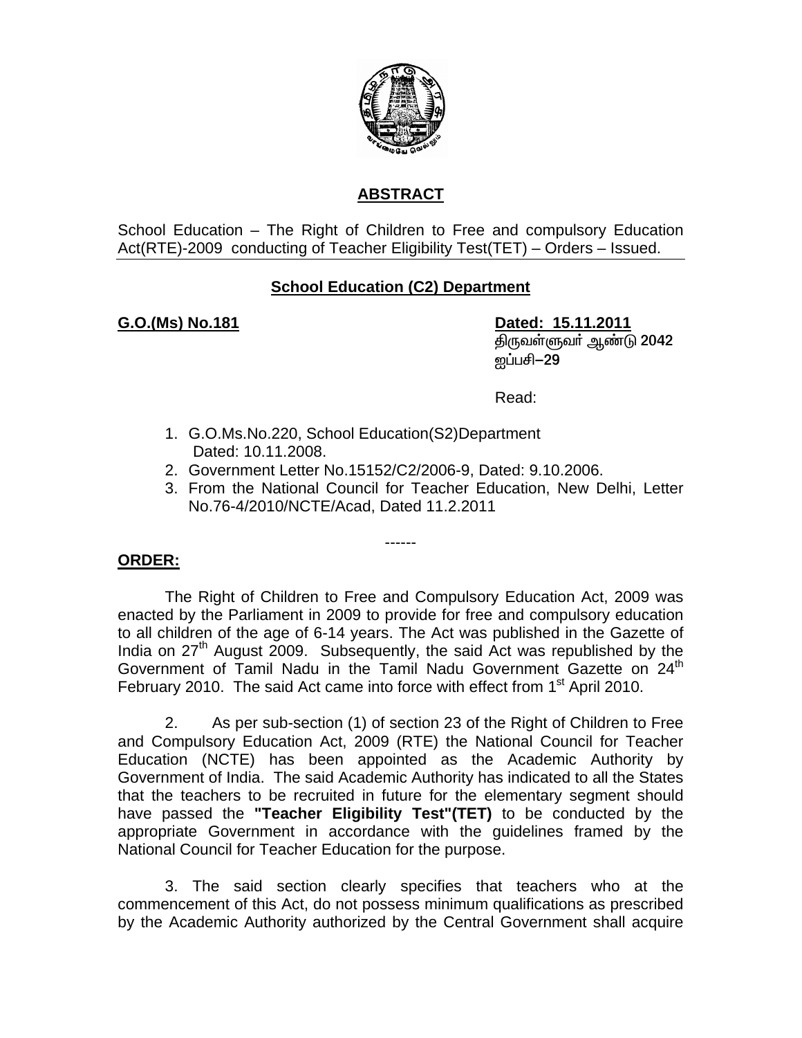## ABSTRACT

School Education – The Right of Children to Free and compulsory Education Act(RTE)-2009 conducting of Teacher Eligibility Test(TET) – Orders – Issued.

### School Education (C2) Department

**G.O.(Ms) No.181** **Dated: 15.11.2011**

திருவள்ளுவர் ஆண்டு 2042
ஐப்பசி–29

Read:

1. G.O.Ms.No.220, School Education(S2)Department Dated: 10.11.2008.
2. Government Letter No.15152/C2/2006-9, Dated: 9.10.2006.
3. From the National Council for Teacher Education, New Delhi, Letter No.76-4/2010/NCTE/Acad, Dated 11.2.2011

------

**ORDER:**

The Right of Children to Free and Compulsory Education Act, 2009 was enacted by the Parliament in 2009 to provide for free and compulsory education to all children of the age of 6-14 years. The Act was published in the Gazette of India on 27th August 2009. Subsequently, the said Act was republished by the Government of Tamil Nadu in the Tamil Nadu Government Gazette on 24th February 2010. The said Act came into force with effect from 1st April 2010.

2. As per sub-section (1) of section 23 of the Right of Children to Free and Compulsory Education Act, 2009 (RTE) the National Council for Teacher Education (NCTE) has been appointed as the Academic Authority by Government of India. The said Academic Authority has indicated to all the States that the teachers to be recruited in future for the elementary segment should have passed the **"Teacher Eligibility Test"(TET)** to be conducted by the appropriate Government in accordance with the guidelines framed by the National Council for Teacher Education for the purpose.

3. The said section clearly specifies that teachers who at the commencement of this Act, do not possess minimum qualifications as prescribed by the Academic Authority authorized by the Central Government shall acquire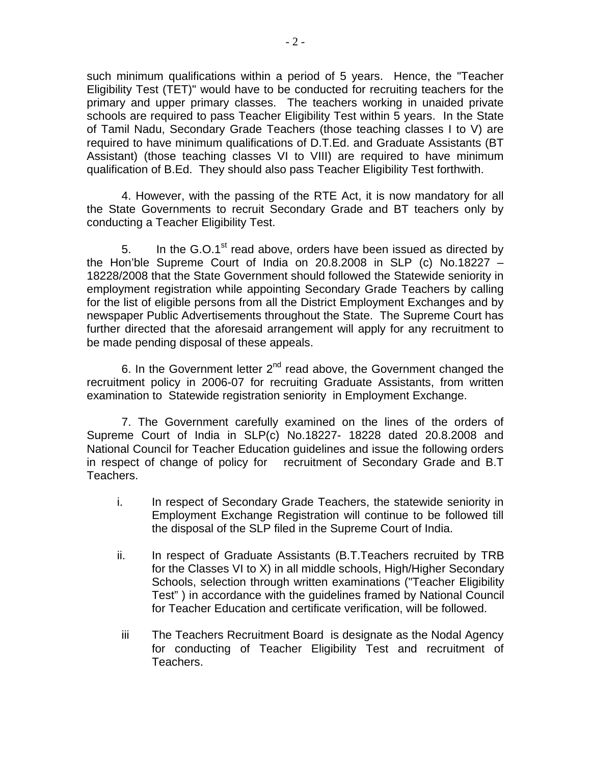such minimum qualifications within a period of 5 years. Hence, the "Teacher Eligibility Test (TET)" would have to be conducted for recruiting teachers for the primary and upper primary classes. The teachers working in unaided private schools are required to pass Teacher Eligibility Test within 5 years. In the State of Tamil Nadu, Secondary Grade Teachers (those teaching classes I to V) are required to have minimum qualifications of D.T.Ed. and Graduate Assistants (BT Assistant) (those teaching classes VI to VIII) are required to have minimum qualification of B.Ed. They should also pass Teacher Eligibility Test forthwith.

4. However, with the passing of the RTE Act, it is now mandatory for all the State Governments to recruit Secondary Grade and BT teachers only by conducting a Teacher Eligibility Test.

5. In the G.O.1st read above, orders have been issued as directed by the Hon'ble Supreme Court of India on 20.8.2008 in SLP (c) No.18227 – 18228/2008 that the State Government should followed the Statewide seniority in employment registration while appointing Secondary Grade Teachers by calling for the list of eligible persons from all the District Employment Exchanges and by newspaper Public Advertisements throughout the State. The Supreme Court has further directed that the aforesaid arrangement will apply for any recruitment to be made pending disposal of these appeals.

6. In the Government letter 2nd read above, the Government changed the recruitment policy in 2006-07 for recruiting Graduate Assistants, from written examination to Statewide registration seniority in Employment Exchange.

7. The Government carefully examined on the lines of the orders of Supreme Court of India in SLP(c) No.18227- 18228 dated 20.8.2008 and National Council for Teacher Education guidelines and issue the following orders in respect of change of policy for recruitment of Secondary Grade and B.T Teachers.

i. In respect of Secondary Grade Teachers, the statewide seniority in Employment Exchange Registration will continue to be followed till the disposal of the SLP filed in the Supreme Court of India.

ii. In respect of Graduate Assistants (B.T.Teachers recruited by TRB for the Classes VI to X) in all middle schools, High/Higher Secondary Schools, selection through written examinations ("Teacher Eligibility Test" ) in accordance with the guidelines framed by National Council for Teacher Education and certificate verification, will be followed.

iii The Teachers Recruitment Board is designate as the Nodal Agency for conducting of Teacher Eligibility Test and recruitment of Teachers.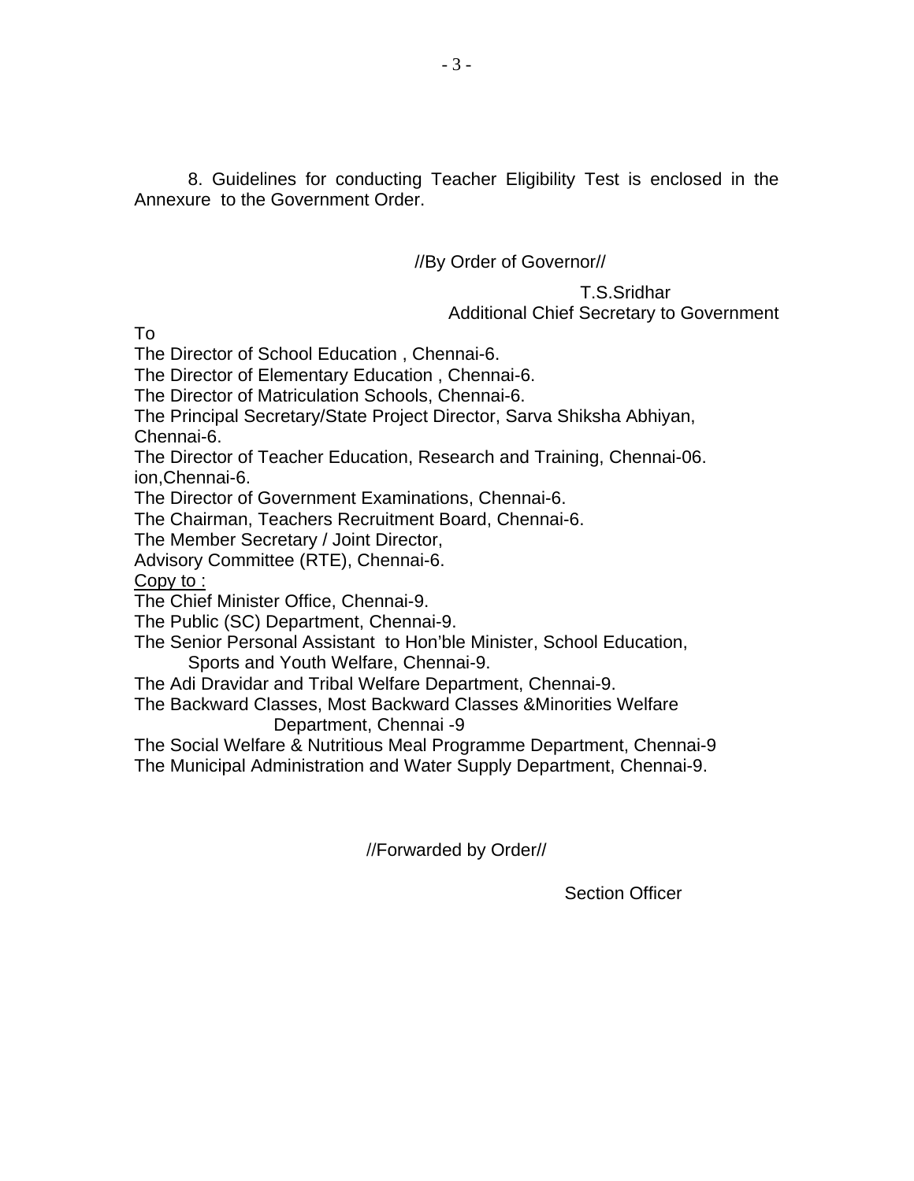8. Guidelines for conducting Teacher Eligibility Test is enclosed in the Annexure to the Government Order.

//By Order of Governor//

T.S.Sridhar
Additional Chief Secretary to Government

To

The Director of School Education , Chennai-6.
The Director of Elementary Education , Chennai-6.
The Director of Matriculation Schools, Chennai-6.
The Principal Secretary/State Project Director, Sarva Shiksha Abhiyan, Chennai-6.
The Director of Teacher Education, Research and Training, Chennai-06.
ion,Chennai-6.
The Director of Government Examinations, Chennai-6.
The Chairman, Teachers Recruitment Board, Chennai-6.
The Member Secretary / Joint Director,
Advisory Committee (RTE), Chennai-6.

Copy to :

The Chief Minister Office, Chennai-9.
The Public (SC) Department, Chennai-9.
The Senior Personal Assistant to Hon'ble Minister, School Education, Sports and Youth Welfare, Chennai-9.
The Adi Dravidar and Tribal Welfare Department, Chennai-9.
The Backward Classes, Most Backward Classes &Minorities Welfare Department, Chennai -9
The Social Welfare & Nutritious Meal Programme Department, Chennai-9
The Municipal Administration and Water Supply Department, Chennai-9.

//Forwarded by Order//

Section Officer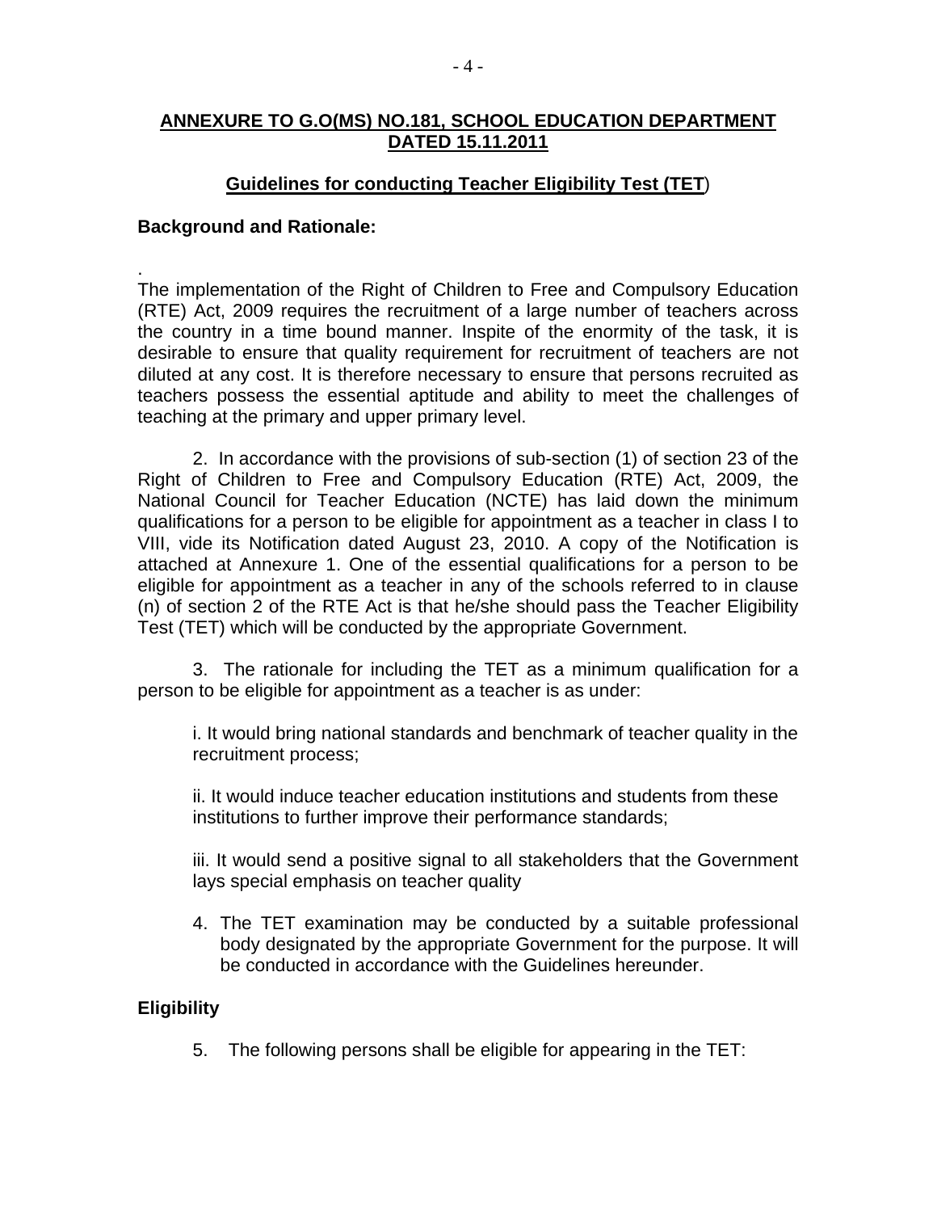## ANNEXURE TO G.O(MS) NO.181, SCHOOL EDUCATION DEPARTMENT DATED 15.11.2011

### Guidelines for conducting Teacher Eligibility Test (TET)

**Background and Rationale:**

.
The implementation of the Right of Children to Free and Compulsory Education (RTE) Act, 2009 requires the recruitment of a large number of teachers across the country in a time bound manner. Inspite of the enormity of the task, it is desirable to ensure that quality requirement for recruitment of teachers are not diluted at any cost. It is therefore necessary to ensure that persons recruited as teachers possess the essential aptitude and ability to meet the challenges of teaching at the primary and upper primary level.

2. In accordance with the provisions of sub-section (1) of section 23 of the Right of Children to Free and Compulsory Education (RTE) Act, 2009, the National Council for Teacher Education (NCTE) has laid down the minimum qualifications for a person to be eligible for appointment as a teacher in class I to VIII, vide its Notification dated August 23, 2010. A copy of the Notification is attached at Annexure 1. One of the essential qualifications for a person to be eligible for appointment as a teacher in any of the schools referred to in clause (n) of section 2 of the RTE Act is that he/she should pass the Teacher Eligibility Test (TET) which will be conducted by the appropriate Government.

3. The rationale for including the TET as a minimum qualification for a person to be eligible for appointment as a teacher is as under:

i. It would bring national standards and benchmark of teacher quality in the recruitment process;

ii. It would induce teacher education institutions and students from these institutions to further improve their performance standards;

iii. It would send a positive signal to all stakeholders that the Government lays special emphasis on teacher quality

4. The TET examination may be conducted by a suitable professional body designated by the appropriate Government for the purpose. It will be conducted in accordance with the Guidelines hereunder.

**Eligibility**

5. The following persons shall be eligible for appearing in the TET: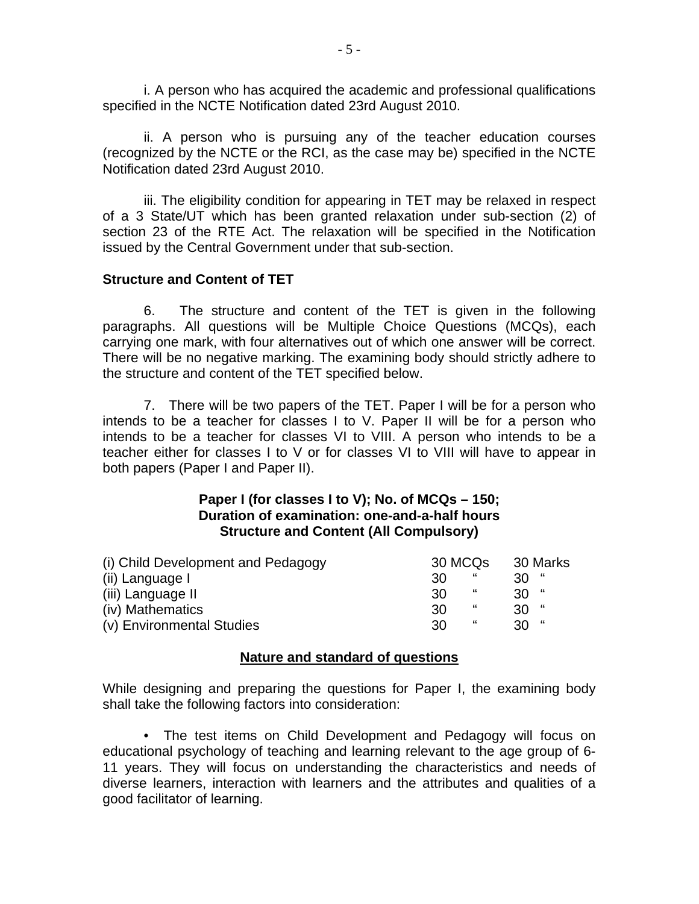i. A person who has acquired the academic and professional qualifications specified in the NCTE Notification dated 23rd August 2010.

ii. A person who is pursuing any of the teacher education courses (recognized by the NCTE or the RCI, as the case may be) specified in the NCTE Notification dated 23rd August 2010.

iii. The eligibility condition for appearing in TET may be relaxed in respect of a 3 State/UT which has been granted relaxation under sub-section (2) of section 23 of the RTE Act. The relaxation will be specified in the Notification issued by the Central Government under that sub-section.

**Structure and Content of TET**

6. The structure and content of the TET is given in the following paragraphs. All questions will be Multiple Choice Questions (MCQs), each carrying one mark, with four alternatives out of which one answer will be correct. There will be no negative marking. The examining body should strictly adhere to the structure and content of the TET specified below.

7. There will be two papers of the TET. Paper I will be for a person who intends to be a teacher for classes I to V. Paper II will be for a person who intends to be a teacher for classes VI to VIII. A person who intends to be a teacher either for classes I to V or for classes VI to VIII will have to appear in both papers (Paper I and Paper II).

**Paper I (for classes I to V); No. of MCQs – 150;**
**Duration of examination: one-and-a-half hours**
**Structure and Content (All Compulsory)**

| | | |
|---|---|---|
| (i) Child Development and Pedagogy | 30 MCQs | 30 Marks |
| (ii) Language I | 30 " | 30 " |
| (iii) Language II | 30 " | 30 " |
| (iv) Mathematics | 30 " | 30 " |
| (v) Environmental Studies | 30 " | 30 " |

**Nature and standard of questions**

While designing and preparing the questions for Paper I, the examining body shall take the following factors into consideration:

- The test items on Child Development and Pedagogy will focus on educational psychology of teaching and learning relevant to the age group of 6-11 years. They will focus on understanding the characteristics and needs of diverse learners, interaction with learners and the attributes and qualities of a good facilitator of learning.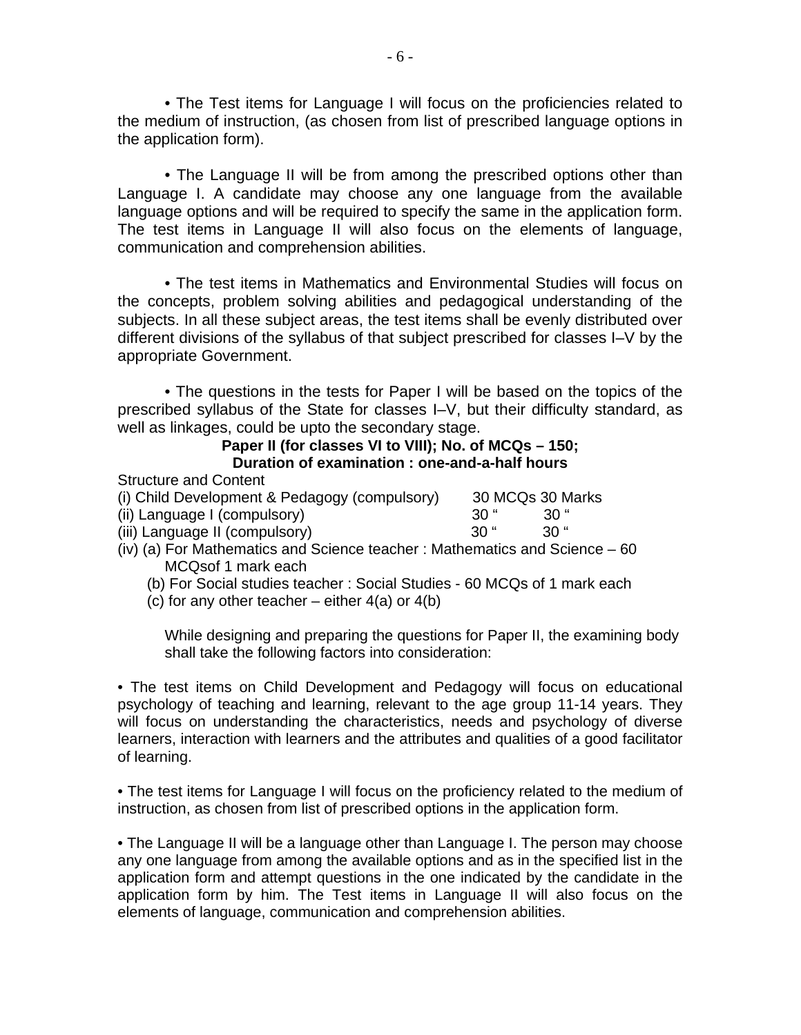• The Test items for Language I will focus on the proficiencies related to the medium of instruction, (as chosen from list of prescribed language options in the application form).

• The Language II will be from among the prescribed options other than Language I. A candidate may choose any one language from the available language options and will be required to specify the same in the application form. The test items in Language II will also focus on the elements of language, communication and comprehension abilities.

• The test items in Mathematics and Environmental Studies will focus on the concepts, problem solving abilities and pedagogical understanding of the subjects. In all these subject areas, the test items shall be evenly distributed over different divisions of the syllabus of that subject prescribed for classes I–V by the appropriate Government.

• The questions in the tests for Paper I will be based on the topics of the prescribed syllabus of the State for classes I–V, but their difficulty standard, as well as linkages, could be upto the secondary stage.

**Paper II (for classes VI to VIII); No. of MCQs – 150;**
**Duration of examination : one-and-a-half hours**

Structure and Content

| | | |
|---|---|---|
| (i) Child Development & Pedagogy (compulsory) | 30 MCQs | 30 Marks |
| (ii) Language I (compulsory) | 30 " | 30 " |
| (iii) Language II (compulsory) | 30 " | 30 " |

(iv) (a) For Mathematics and Science teacher : Mathematics and Science – 60 MCQsof 1 mark each

(b) For Social studies teacher : Social Studies - 60 MCQs of 1 mark each

(c) for any other teacher – either 4(a) or 4(b)

While designing and preparing the questions for Paper II, the examining body shall take the following factors into consideration:

• The test items on Child Development and Pedagogy will focus on educational psychology of teaching and learning, relevant to the age group 11-14 years. They will focus on understanding the characteristics, needs and psychology of diverse learners, interaction with learners and the attributes and qualities of a good facilitator of learning.

• The test items for Language I will focus on the proficiency related to the medium of instruction, as chosen from list of prescribed options in the application form.

• The Language II will be a language other than Language I. The person may choose any one language from among the available options and as in the specified list in the application form and attempt questions in the one indicated by the candidate in the application form by him. The Test items in Language II will also focus on the elements of language, communication and comprehension abilities.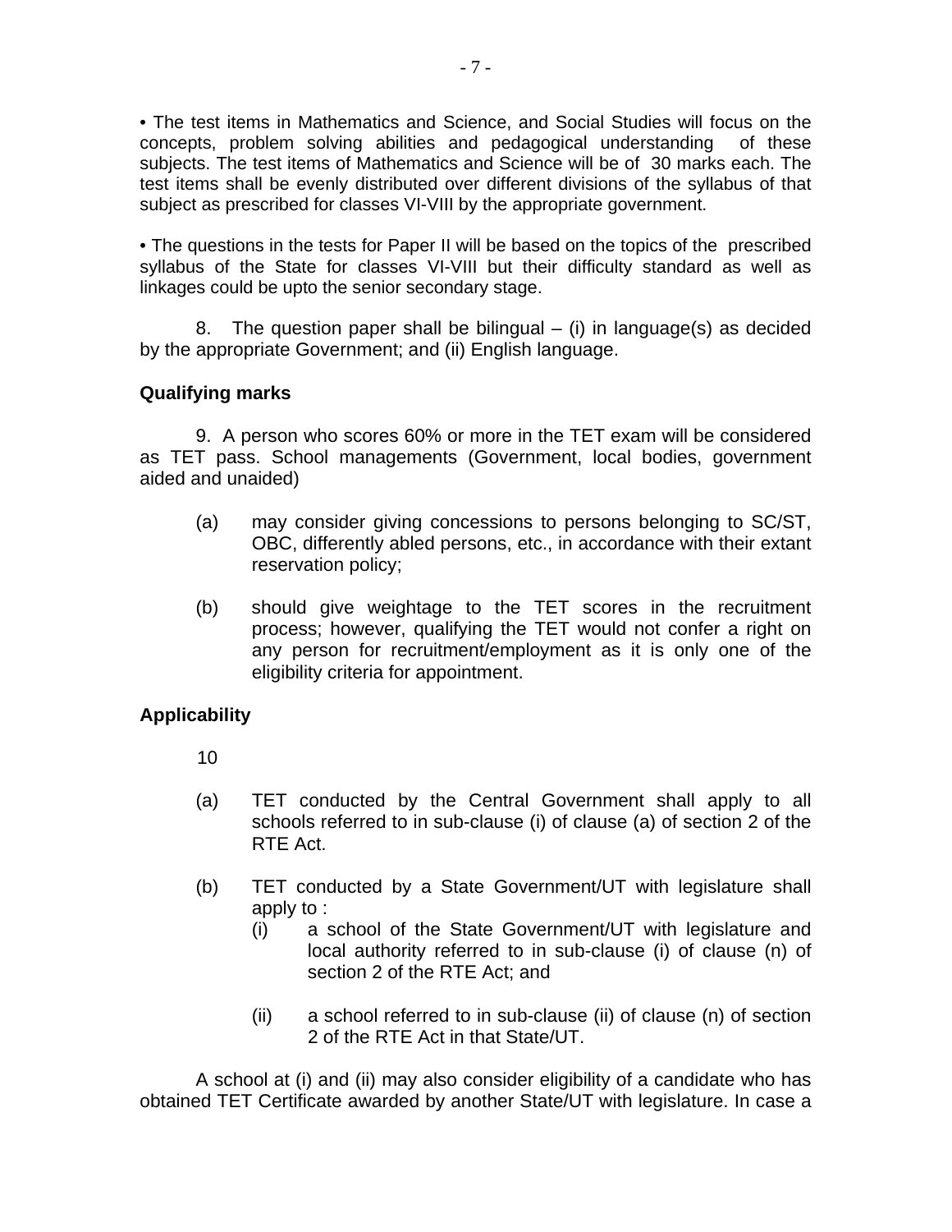• The test items in Mathematics and Science, and Social Studies will focus on the concepts, problem solving abilities and pedagogical understanding of these subjects. The test items of Mathematics and Science will be of 30 marks each. The test items shall be evenly distributed over different divisions of the syllabus of that subject as prescribed for classes VI-VIII by the appropriate government.

• The questions in the tests for Paper II will be based on the topics of the prescribed syllabus of the State for classes VI-VIII but their difficulty standard as well as linkages could be upto the senior secondary stage.

8. The question paper shall be bilingual – (i) in language(s) as decided by the appropriate Government; and (ii) English language.

**Qualifying marks**

9. A person who scores 60% or more in the TET exam will be considered as TET pass. School managements (Government, local bodies, government aided and unaided)

(a) may consider giving concessions to persons belonging to SC/ST, OBC, differently abled persons, etc., in accordance with their extant reservation policy;

(b) should give weightage to the TET scores in the recruitment process; however, qualifying the TET would not confer a right on any person for recruitment/employment as it is only one of the eligibility criteria for appointment.

**Applicability**

10

(a) TET conducted by the Central Government shall apply to all schools referred to in sub-clause (i) of clause (a) of section 2 of the RTE Act.

(b) TET conducted by a State Government/UT with legislature shall apply to :

  (i) a school of the State Government/UT with legislature and local authority referred to in sub-clause (i) of clause (n) of section 2 of the RTE Act; and

  (ii) a school referred to in sub-clause (ii) of clause (n) of section 2 of the RTE Act in that State/UT.

A school at (i) and (ii) may also consider eligibility of a candidate who has obtained TET Certificate awarded by another State/UT with legislature. In case a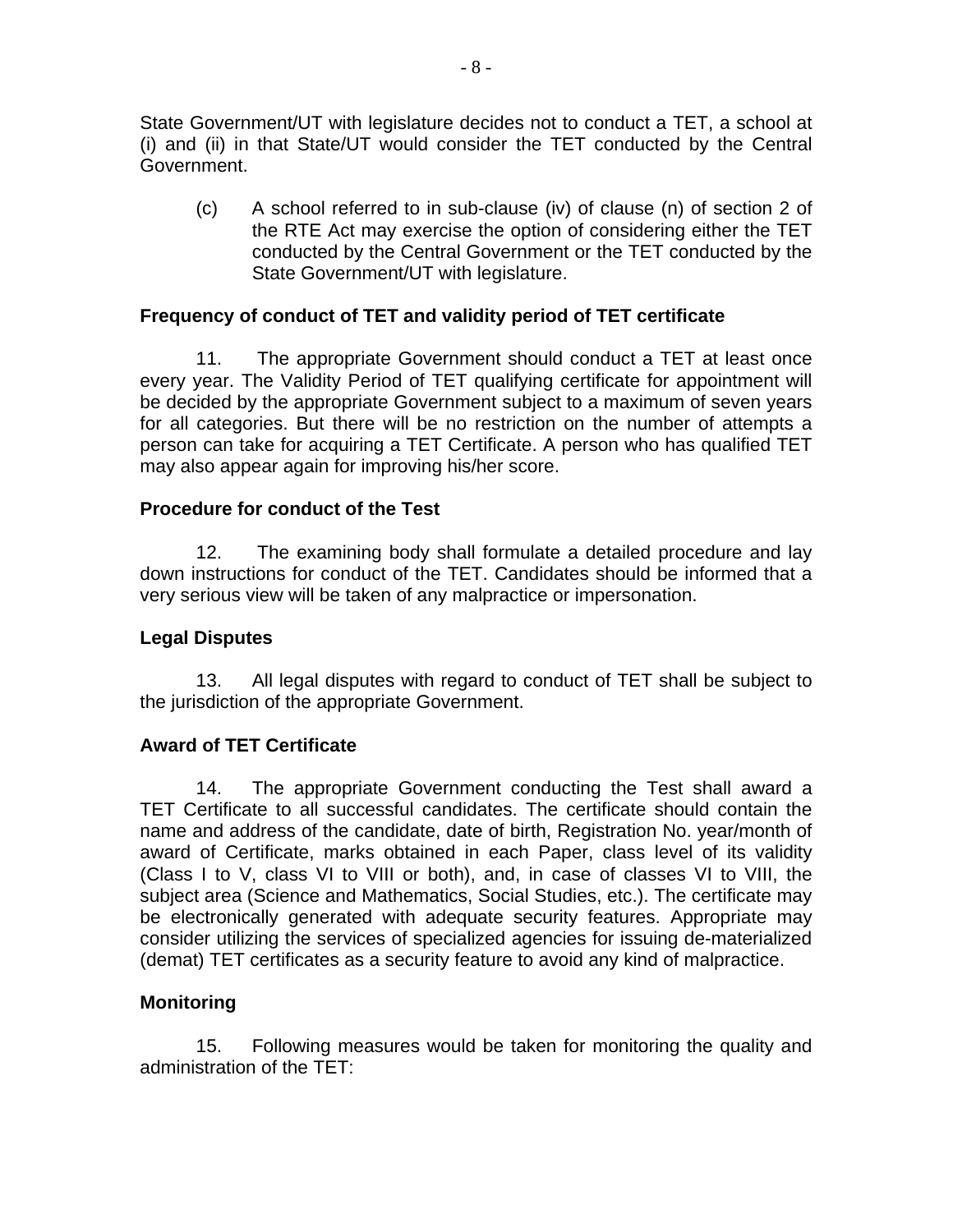State Government/UT with legislature decides not to conduct a TET, a school at (i) and (ii) in that State/UT would consider the TET conducted by the Central Government.

(c) A school referred to in sub-clause (iv) of clause (n) of section 2 of the RTE Act may exercise the option of considering either the TET conducted by the Central Government or the TET conducted by the State Government/UT with legislature.

**Frequency of conduct of TET and validity period of TET certificate**

11. The appropriate Government should conduct a TET at least once every year. The Validity Period of TET qualifying certificate for appointment will be decided by the appropriate Government subject to a maximum of seven years for all categories. But there will be no restriction on the number of attempts a person can take for acquiring a TET Certificate. A person who has qualified TET may also appear again for improving his/her score.

**Procedure for conduct of the Test**

12. The examining body shall formulate a detailed procedure and lay down instructions for conduct of the TET. Candidates should be informed that a very serious view will be taken of any malpractice or impersonation.

**Legal Disputes**

13. All legal disputes with regard to conduct of TET shall be subject to the jurisdiction of the appropriate Government.

**Award of TET Certificate**

14. The appropriate Government conducting the Test shall award a TET Certificate to all successful candidates. The certificate should contain the name and address of the candidate, date of birth, Registration No. year/month of award of Certificate, marks obtained in each Paper, class level of its validity (Class I to V, class VI to VIII or both), and, in case of classes VI to VIII, the subject area (Science and Mathematics, Social Studies, etc.). The certificate may be electronically generated with adequate security features. Appropriate may consider utilizing the services of specialized agencies for issuing de-materialized (demat) TET certificates as a security feature to avoid any kind of malpractice.

**Monitoring**

15. Following measures would be taken for monitoring the quality and administration of the TET: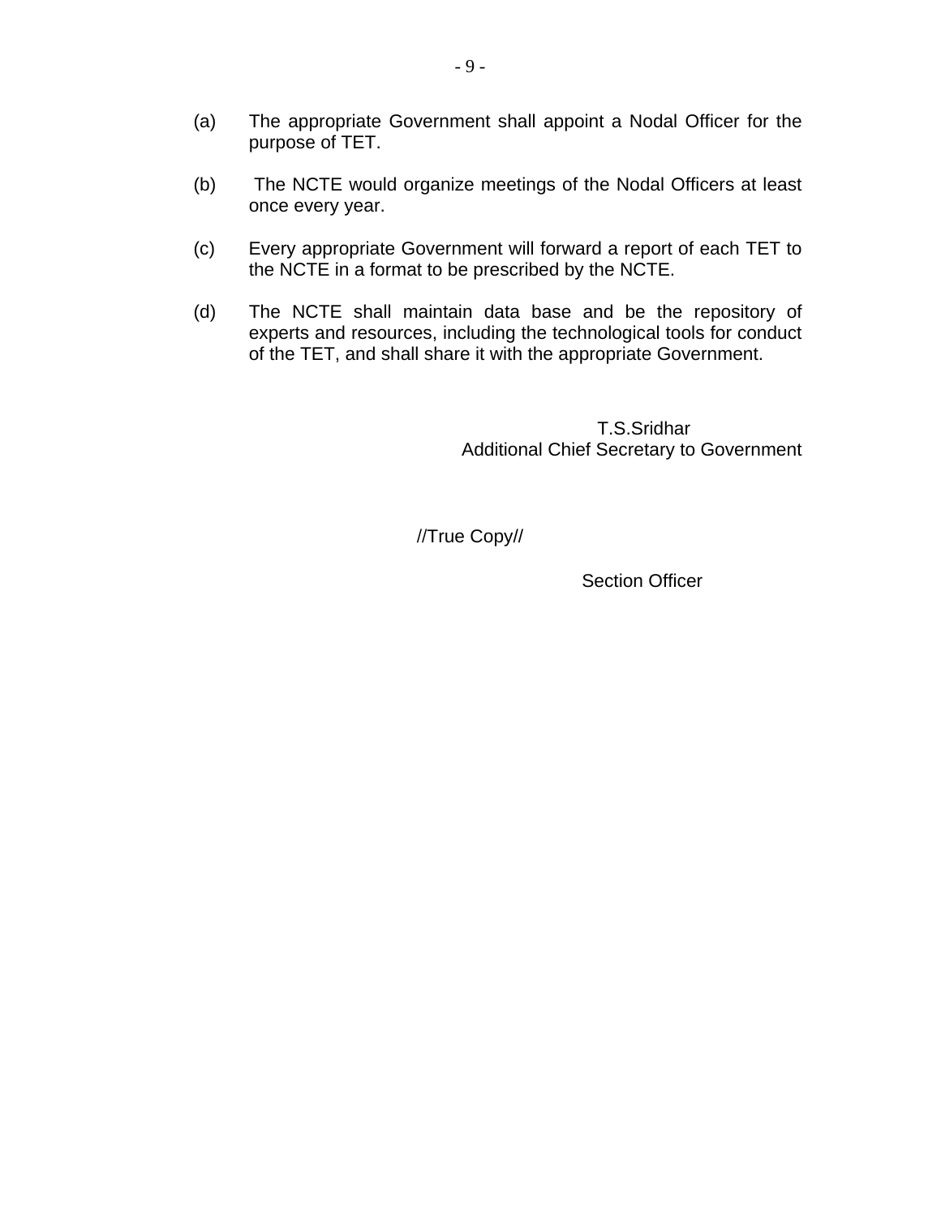(a) The appropriate Government shall appoint a Nodal Officer for the purpose of TET.

(b) The NCTE would organize meetings of the Nodal Officers at least once every year.

(c) Every appropriate Government will forward a report of each TET to the NCTE in a format to be prescribed by the NCTE.

(d) The NCTE shall maintain data base and be the repository of experts and resources, including the technological tools for conduct of the TET, and shall share it with the appropriate Government.

T.S.Sridhar
Additional Chief Secretary to Government

//True Copy//

Section Officer